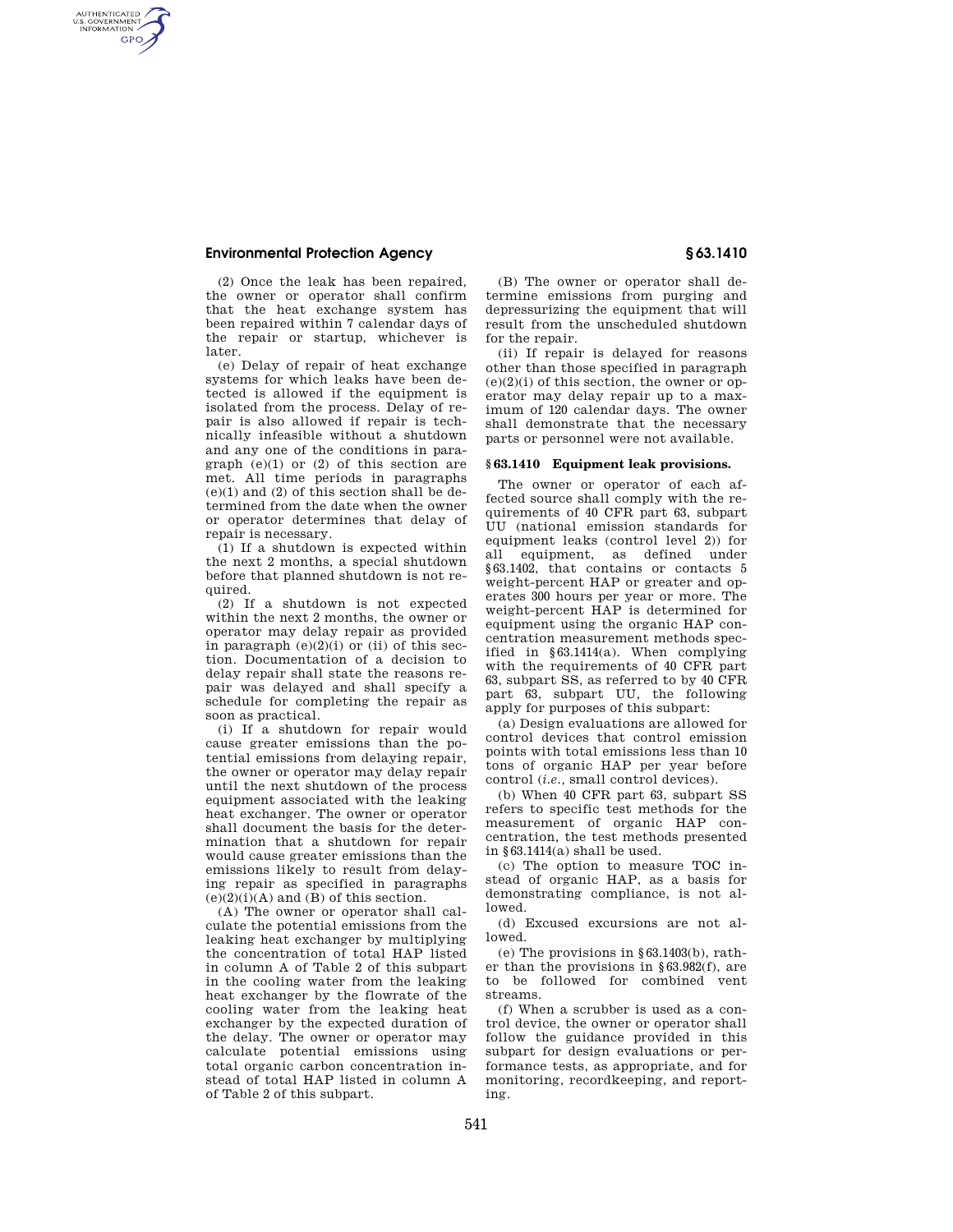(2) Once the leak has been repaired, the owner or operator shall confirm that the heat exchange system has been repaired within 7 calendar days of the repair or startup, whichever is later.

(e) Delay of repair of heat exchange systems for which leaks have been detected is allowed if the equipment is isolated from the process. Delay of repair is also allowed if repair is technically infeasible without a shutdown and any one of the conditions in paragraph (e)(1) or (2) of this section are met. All time periods in paragraphs (e)(1) and (2) of this section shall be determined from the date when the owner or operator determines that delay of repair is necessary.

(1) If a shutdown is expected within the next 2 months, a special shutdown before that planned shutdown is not required.

(2) If a shutdown is not expected within the next 2 months, the owner or operator may delay repair as provided in paragraph (e)(2)(i) or (ii) of this section. Documentation of a decision to delay repair shall state the reasons repair was delayed and shall specify a schedule for completing the repair as soon as practical.

(i) If a shutdown for repair would cause greater emissions than the potential emissions from delaying repair, the owner or operator may delay repair until the next shutdown of the process equipment associated with the leaking heat exchanger. The owner or operator shall document the basis for the determination that a shutdown for repair would cause greater emissions than the emissions likely to result from delaying repair as specified in paragraphs (e)(2)(i)(A) and (B) of this section.

(A) The owner or operator shall calculate the potential emissions from the leaking heat exchanger by multiplying the concentration of total HAP listed in column A of Table 2 of this subpart in the cooling water from the leaking heat exchanger by the flowrate of the cooling water from the leaking heat exchanger by the expected duration of the delay. The owner or operator may calculate potential emissions using total organic carbon concentration instead of total HAP listed in column A of Table 2 of this subpart.

(B) The owner or operator shall determine emissions from purging and depressurizing the equipment that will result from the unscheduled shutdown for the repair.

(ii) If repair is delayed for reasons other than those specified in paragraph (e)(2)(i) of this section, the owner or operator may delay repair up to a maximum of 120 calendar days. The owner shall demonstrate that the necessary parts or personnel were not available.

## § 63.1410 Equipment leak provisions.

The owner or operator of each affected source shall comply with the requirements of 40 CFR part 63, subpart UU (national emission standards for equipment leaks (control level 2)) for all equipment, as defined under §63.1402, that contains or contacts 5 weight-percent HAP or greater and operates 300 hours per year or more. The weight-percent HAP is determined for equipment using the organic HAP concentration measurement methods specified in §63.1414(a). When complying with the requirements of 40 CFR part 63, subpart SS, as referred to by 40 CFR part 63, subpart UU, the following apply for purposes of this subpart:

(a) Design evaluations are allowed for control devices that control emission points with total emissions less than 10 tons of organic HAP per year before control (*i.e.*, small control devices).

(b) When 40 CFR part 63, subpart SS refers to specific test methods for the measurement of organic HAP concentration, the test methods presented in §63.1414(a) shall be used.

(c) The option to measure TOC instead of organic HAP, as a basis for demonstrating compliance, is not allowed.

(d) Excused excursions are not allowed.

(e) The provisions in §63.1403(b), rather than the provisions in §63.982(f), are to be followed for combined vent streams.

(f) When a scrubber is used as a control device, the owner or operator shall follow the guidance provided in this subpart for design evaluations or performance tests, as appropriate, and for monitoring, recordkeeping, and reporting.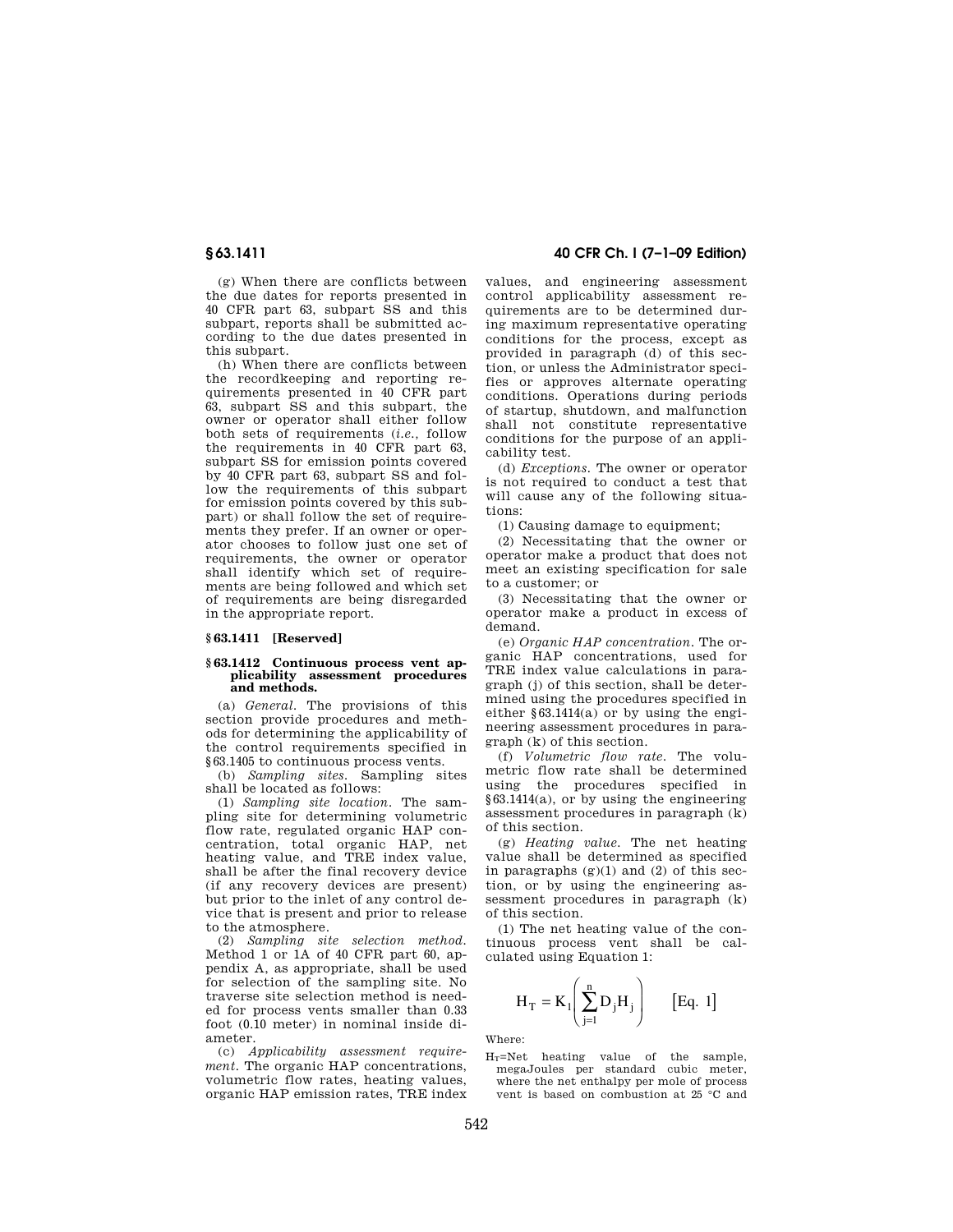(g) When there are conflicts between the due dates for reports presented in 40 CFR part 63, subpart SS and this subpart, reports shall be submitted according to the due dates presented in this subpart.

(h) When there are conflicts between the recordkeeping and reporting requirements presented in 40 CFR part 63, subpart SS and this subpart, the owner or operator shall either follow both sets of requirements (*i.e.,* follow the requirements in 40 CFR part 63, subpart SS for emission points covered by 40 CFR part 63, subpart SS and follow the requirements of this subpart for emission points covered by this subpart) or shall follow the set of requirements they prefer. If an owner or operator chooses to follow just one set of requirements, the owner or operator shall identify which set of requirements are being followed and which set of requirements are being disregarded in the appropriate report.

## § 63.1411 [Reserved]

## § 63.1412 Continuous process vent applicability assessment procedures and methods.

(a) *General.* The provisions of this section provide procedures and methods for determining the applicability of the control requirements specified in § 63.1405 to continuous process vents.

(b) *Sampling sites.* Sampling sites shall be located as follows:

(1) *Sampling site location.* The sampling site for determining volumetric flow rate, regulated organic HAP concentration, total organic HAP, net heating value, and TRE index value, shall be after the final recovery device (if any recovery devices are present) but prior to the inlet of any control device that is present and prior to release to the atmosphere.

(2) *Sampling site selection method.* Method 1 or 1A of 40 CFR part 60, appendix A, as appropriate, shall be used for selection of the sampling site. No traverse site selection method is needed for process vents smaller than 0.33 foot (0.10 meter) in nominal inside diameter.

(c) *Applicability assessment requirement.* The organic HAP concentrations, volumetric flow rates, heating values, organic HAP emission rates, TRE index values, and engineering assessment control applicability assessment requirements are to be determined during maximum representative operating conditions for the process, except as provided in paragraph (d) of this section, or unless the Administrator specifies or approves alternate operating conditions. Operations during periods of startup, shutdown, and malfunction shall not constitute representative conditions for the purpose of an applicability test.

(d) *Exceptions.* The owner or operator is not required to conduct a test that will cause any of the following situations:

(1) Causing damage to equipment;

(2) Necessitating that the owner or operator make a product that does not meet an existing specification for sale to a customer; or

(3) Necessitating that the owner or operator make a product in excess of demand.

(e) *Organic HAP concentration.* The organic HAP concentrations, used for TRE index value calculations in paragraph (j) of this section, shall be determined using the procedures specified in either § 63.1414(a) or by using the engineering assessment procedures in paragraph (k) of this section.

(f) *Volumetric flow rate.* The volumetric flow rate shall be determined using the procedures specified in § 63.1414(a), or by using the engineering assessment procedures in paragraph (k) of this section.

(g) *Heating value.* The net heating value shall be determined as specified in paragraphs (g)(1) and (2) of this section, or by using the engineering assessment procedures in paragraph (k) of this section.

(1) The net heating value of the continuous process vent shall be calculated using Equation 1:

$$H_T = K_1 \left( \sum_{j=1}^{n} D_j H_j \right) \qquad \text{[Eq. 1]}$$

Where:

$H_T$=Net heating value of the sample, megaJoules per standard cubic meter, where the net enthalpy per mole of process vent is based on combustion at 25 °C and